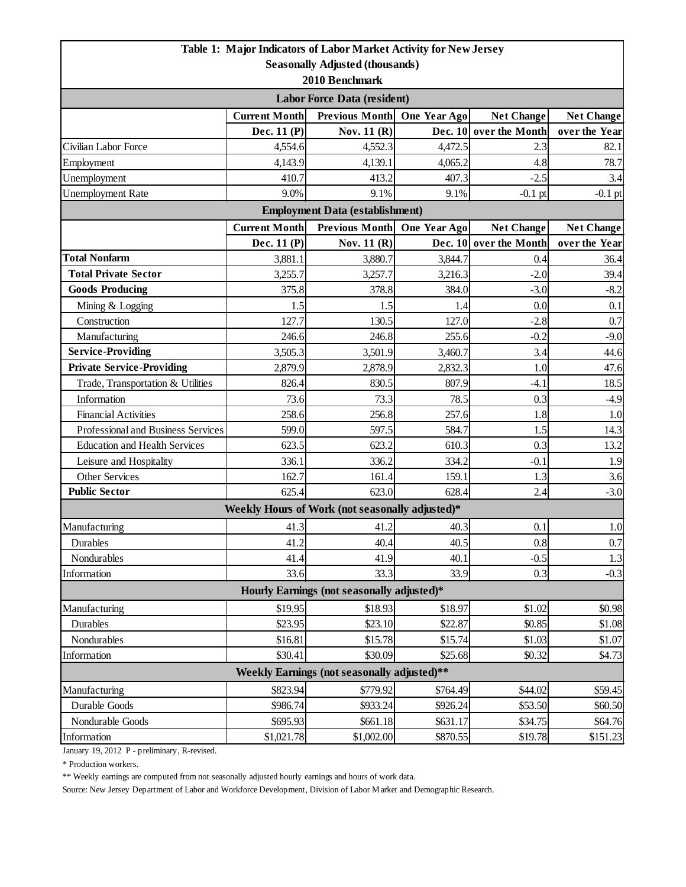## Table 1: Major Indicators of Labor Market Activity for New Jersey
### Seasonally Adjusted (thousands)
### 2010 Benchmark

| | Current Month | Previous Month | One Year Ago | Net Change | Net Change |
|---|---|---|---|---|---|
| **Labor Force Data (resident)** | | | | | |
| | Dec. 11 (P) | Nov. 11 (R) | Dec. 10 | over the Month | over the Year |
| Civilian Labor Force | 4,554.6 | 4,552.3 | 4,472.5 | 2.3 | 82.1 |
| Employment | 4,143.9 | 4,139.1 | 4,065.2 | 4.8 | 78.7 |
| Unemployment | 410.7 | 413.2 | 407.3 | -2.5 | 3.4 |
| Unemployment Rate | 9.0% | 9.1% | 9.1% | -0.1 pt | -0.1 pt |
| **Employment Data (establishment)** | | | | | |
| | Dec. 11 (P) | Nov. 11 (R) | Dec. 10 | over the Month | over the Year |
| **Total Nonfarm** | 3,881.1 | 3,880.7 | 3,844.7 | 0.4 | 36.4 |
| **Total Private Sector** | 3,255.7 | 3,257.7 | 3,216.3 | -2.0 | 39.4 |
| **Goods Producing** | 375.8 | 378.8 | 384.0 | -3.0 | -8.2 |
| Mining & Logging | 1.5 | 1.5 | 1.4 | 0.0 | 0.1 |
| Construction | 127.7 | 130.5 | 127.0 | -2.8 | 0.7 |
| Manufacturing | 246.6 | 246.8 | 255.6 | -0.2 | -9.0 |
| **Service-Providing** | 3,505.3 | 3,501.9 | 3,460.7 | 3.4 | 44.6 |
| **Private Service-Providing** | 2,879.9 | 2,878.9 | 2,832.3 | 1.0 | 47.6 |
| Trade, Transportation & Utilities | 826.4 | 830.5 | 807.9 | -4.1 | 18.5 |
| Information | 73.6 | 73.3 | 78.5 | 0.3 | -4.9 |
| Financial Activities | 258.6 | 256.8 | 257.6 | 1.8 | 1.0 |
| Professional and Business Services | 599.0 | 597.5 | 584.7 | 1.5 | 14.3 |
| Education and Health Services | 623.5 | 623.2 | 610.3 | 0.3 | 13.2 |
| Leisure and Hospitality | 336.1 | 336.2 | 334.2 | -0.1 | 1.9 |
| Other Services | 162.7 | 161.4 | 159.1 | 1.3 | 3.6 |
| **Public Sector** | 625.4 | 623.0 | 628.4 | 2.4 | -3.0 |
| **Weekly Hours of Work (not seasonally adjusted)*** | | | | | |
| Manufacturing | 41.3 | 41.2 | 40.3 | 0.1 | 1.0 |
| Durables | 41.2 | 40.4 | 40.5 | 0.8 | 0.7 |
| Nondurables | 41.4 | 41.9 | 40.1 | -0.5 | 1.3 |
| Information | 33.6 | 33.3 | 33.9 | 0.3 | -0.3 |
| **Hourly Earnings (not seasonally adjusted)*** | | | | | |
| Manufacturing | $19.95 | $18.93 | $18.97 | $1.02 | $0.98 |
| Durables | $23.95 | $23.10 | $22.87 | $0.85 | $1.08 |
| Nondurables | $16.81 | $15.78 | $15.74 | $1.03 | $1.07 |
| Information | $30.41 | $30.09 | $25.68 | $0.32 | $4.73 |
| **Weekly Earnings (not seasonally adjusted)**** | | | | | |
| Manufacturing | $823.94 | $779.92 | $764.49 | $44.02 | $59.45 |
| Durable Goods | $986.74 | $933.24 | $926.24 | $53.50 | $60.50 |
| Nondurable Goods | $695.93 | $661.18 | $631.17 | $34.75 | $64.76 |
| Information | $1,021.78 | $1,002.00 | $870.55 | $19.78 | $151.23 |

January 19, 2012 P - preliminary, R-revised.

* Production workers.

** Weekly earnings are computed from not seasonally adjusted hourly earnings and hours of work data.

Source: New Jersey Department of Labor and Workforce Development, Division of Labor Market and Demographic Research.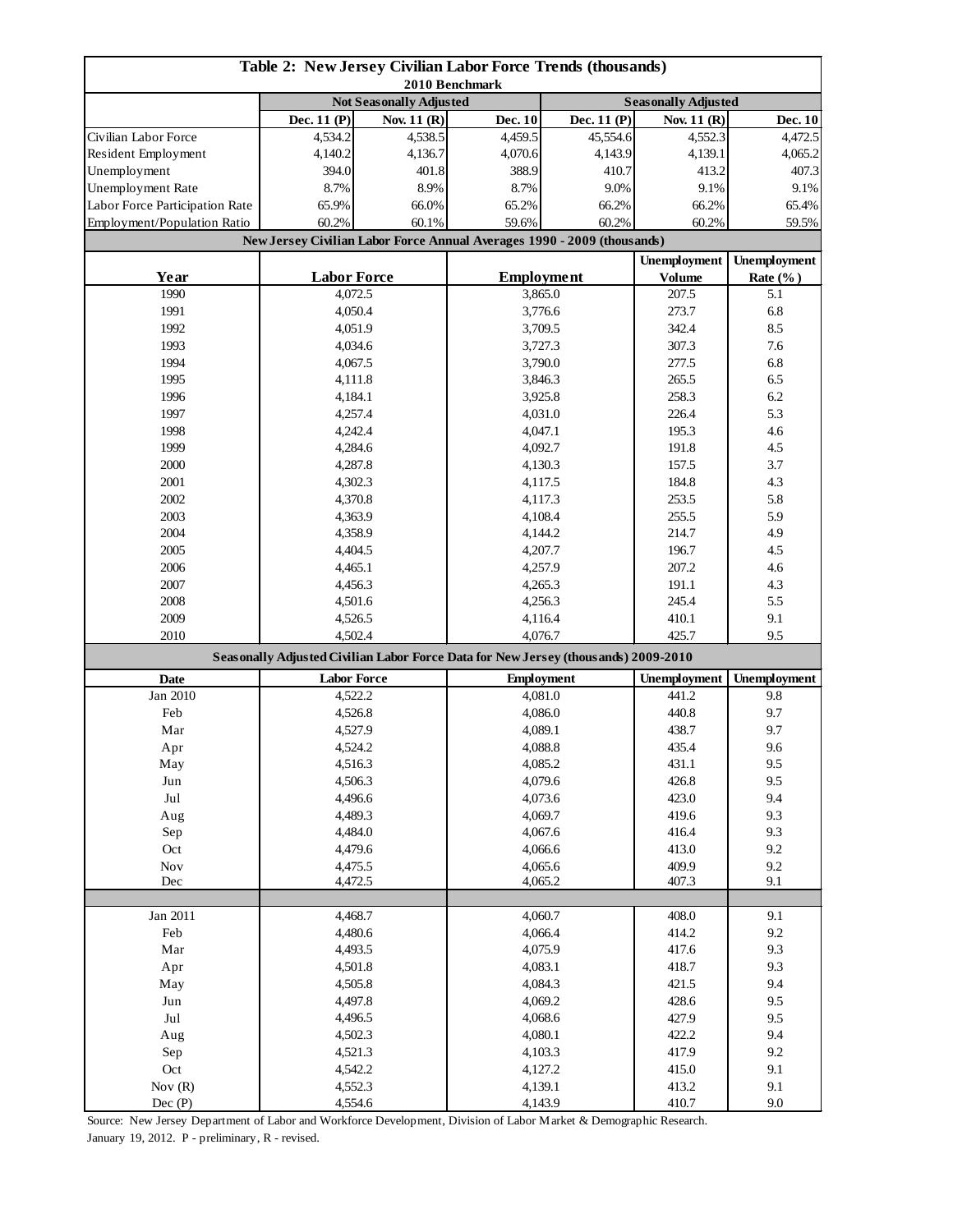# Table 2: New Jersey Civilian Labor Force Trends (thousands)

2010 Benchmark

| | Not Seasonally Adjusted | | | Seasonally Adjusted | | |
|---|---|---|---|---|---|---|
| | Dec. 11 (P) | Nov. 11 (R) | Dec. 10 | Dec. 11 (P) | Nov. 11 (R) | Dec. 10 |
| Civilian Labor Force | 4,534.2 | 4,538.5 | 4,459.5 | 45,554.6 | 4,552.3 | 4,472.5 |
| Resident Employment | 4,140.2 | 4,136.7 | 4,070.6 | 4,143.9 | 4,139.1 | 4,065.2 |
| Unemployment | 394.0 | 401.8 | 388.9 | 410.7 | 413.2 | 407.3 |
| Unemployment Rate | 8.7% | 8.9% | 8.7% | 9.0% | 9.1% | 9.1% |
| Labor Force Participation Rate | 65.9% | 66.0% | 65.2% | 66.2% | 66.2% | 65.4% |
| Employment/Population Ratio | 60.2% | 60.1% | 59.6% | 60.2% | 60.2% | 59.5% |

## New Jersey Civilian Labor Force Annual Averages 1990 - 2009 (thousands)

| Year | Labor Force | Employment | Unemployment Volume | Unemployment Rate (%) |
|---|---|---|---|---|
| 1990 | 4,072.5 | 3,865.0 | 207.5 | 5.1 |
| 1991 | 4,050.4 | 3,776.6 | 273.7 | 6.8 |
| 1992 | 4,051.9 | 3,709.5 | 342.4 | 8.5 |
| 1993 | 4,034.6 | 3,727.3 | 307.3 | 7.6 |
| 1994 | 4,067.5 | 3,790.0 | 277.5 | 6.8 |
| 1995 | 4,111.8 | 3,846.3 | 265.5 | 6.5 |
| 1996 | 4,184.1 | 3,925.8 | 258.3 | 6.2 |
| 1997 | 4,257.4 | 4,031.0 | 226.4 | 5.3 |
| 1998 | 4,242.4 | 4,047.1 | 195.3 | 4.6 |
| 1999 | 4,284.6 | 4,092.7 | 191.8 | 4.5 |
| 2000 | 4,287.8 | 4,130.3 | 157.5 | 3.7 |
| 2001 | 4,302.3 | 4,117.5 | 184.8 | 4.3 |
| 2002 | 4,370.8 | 4,117.3 | 253.5 | 5.8 |
| 2003 | 4,363.9 | 4,108.4 | 255.5 | 5.9 |
| 2004 | 4,358.9 | 4,144.2 | 214.7 | 4.9 |
| 2005 | 4,404.5 | 4,207.7 | 196.7 | 4.5 |
| 2006 | 4,465.1 | 4,257.9 | 207.2 | 4.6 |
| 2007 | 4,456.3 | 4,265.3 | 191.1 | 4.3 |
| 2008 | 4,501.6 | 4,256.3 | 245.4 | 5.5 |
| 2009 | 4,526.5 | 4,116.4 | 410.1 | 9.1 |
| 2010 | 4,502.4 | 4,076.7 | 425.7 | 9.5 |

## Seasonally Adjusted Civilian Labor Force Data for New Jersey (thousands) 2009-2010

| Date | Labor Force | Employment | Unemployment | Unemployment |
|---|---|---|---|---|
| Jan 2010 | 4,522.2 | 4,081.0 | 441.2 | 9.8 |
| Feb | 4,526.8 | 4,086.0 | 440.8 | 9.7 |
| Mar | 4,527.9 | 4,089.1 | 438.7 | 9.7 |
| Apr | 4,524.2 | 4,088.8 | 435.4 | 9.6 |
| May | 4,516.3 | 4,085.2 | 431.1 | 9.5 |
| Jun | 4,506.3 | 4,079.6 | 426.8 | 9.5 |
| Jul | 4,496.6 | 4,073.6 | 423.0 | 9.4 |
| Aug | 4,489.3 | 4,069.7 | 419.6 | 9.3 |
| Sep | 4,484.0 | 4,067.6 | 416.4 | 9.3 |
| Oct | 4,479.6 | 4,066.6 | 413.0 | 9.2 |
| Nov | 4,475.5 | 4,065.6 | 409.9 | 9.2 |
| Dec | 4,472.5 | 4,065.2 | 407.3 | 9.1 |
| | | | | |
| Jan 2011 | 4,468.7 | 4,060.7 | 408.0 | 9.1 |
| Feb | 4,480.6 | 4,066.4 | 414.2 | 9.2 |
| Mar | 4,493.5 | 4,075.9 | 417.6 | 9.3 |
| Apr | 4,501.8 | 4,083.1 | 418.7 | 9.3 |
| May | 4,505.8 | 4,084.3 | 421.5 | 9.4 |
| Jun | 4,497.8 | 4,069.2 | 428.6 | 9.5 |
| Jul | 4,496.5 | 4,068.6 | 427.9 | 9.5 |
| Aug | 4,502.3 | 4,080.1 | 422.2 | 9.4 |
| Sep | 4,521.3 | 4,103.3 | 417.9 | 9.2 |
| Oct | 4,542.2 | 4,127.2 | 415.0 | 9.1 |
| Nov (R) | 4,552.3 | 4,139.1 | 413.2 | 9.1 |
| Dec (P) | 4,554.6 | 4,143.9 | 410.7 | 9.0 |

Source: New Jersey Department of Labor and Workforce Development, Division of Labor Market & Demographic Research.
January 19, 2012. P - preliminary, R - revised.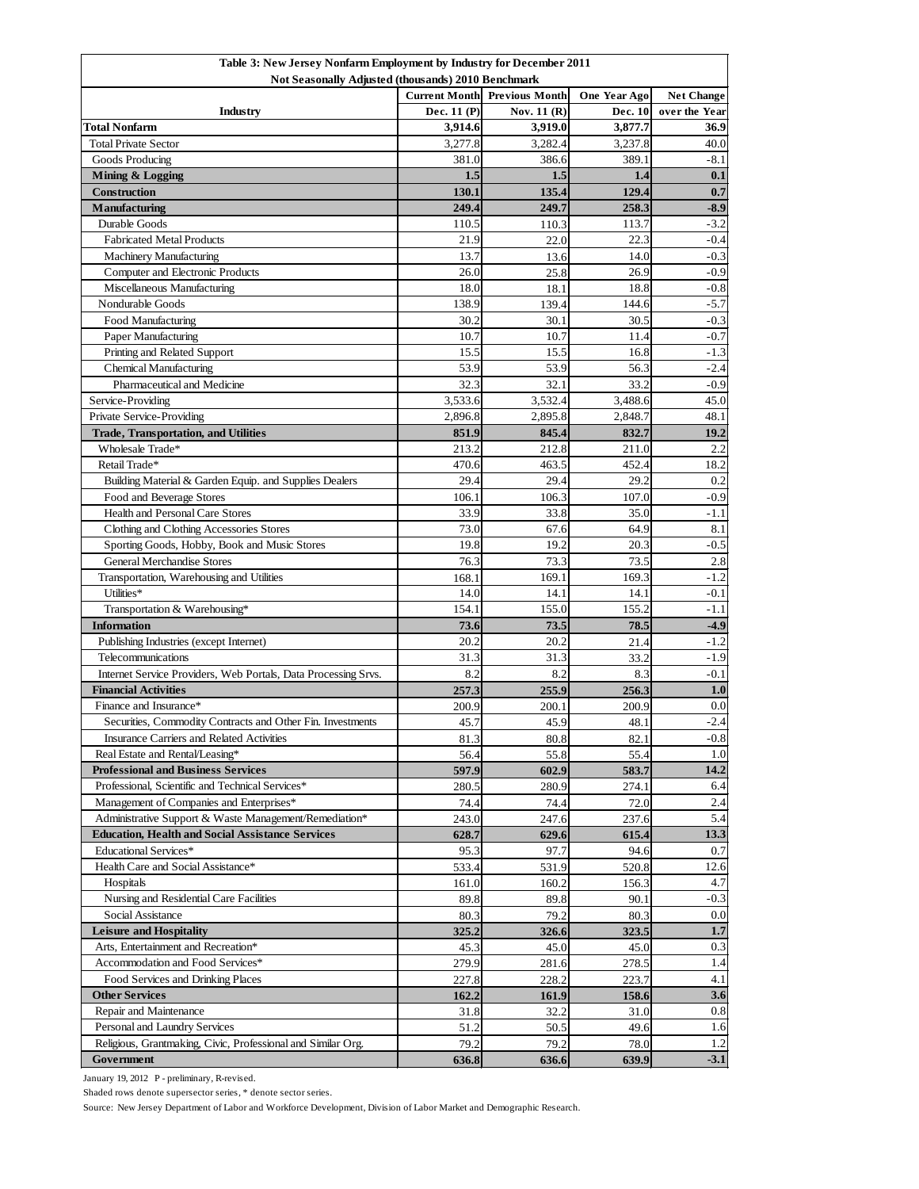**Table 3: New Jersey Nonfarm Employment by Industry for December 2011**

**Not Seasonally Adjusted (thousands) 2010 Benchmark**

| Industry | Current Month Dec. 11 (P) | Previous Month Nov. 11 (R) | One Year Ago Dec. 10 | Net Change over the Year |
|---|---|---|---|---|
| **Total Nonfarm** | **3,914.6** | **3,919.0** | **3,877.7** | **36.9** |
| Total Private Sector | 3,277.8 | 3,282.4 | 3,237.8 | 40.0 |
| Goods Producing | 381.0 | 386.6 | 389.1 | -8.1 |
| **Mining & Logging** | **1.5** | **1.5** | **1.4** | **0.1** |
| **Construction** | **130.1** | **135.4** | **129.4** | **0.7** |
| **Manufacturing** | **249.4** | **249.7** | **258.3** | **-8.9** |
| Durable Goods | 110.5 | 110.3 | 113.7 | -3.2 |
| Fabricated Metal Products | 21.9 | 22.0 | 22.3 | -0.4 |
| Machinery Manufacturing | 13.7 | 13.6 | 14.0 | -0.3 |
| Computer and Electronic Products | 26.0 | 25.8 | 26.9 | -0.9 |
| Miscellaneous Manufacturing | 18.0 | 18.1 | 18.8 | -0.8 |
| Nondurable Goods | 138.9 | 139.4 | 144.6 | -5.7 |
| Food Manufacturing | 30.2 | 30.1 | 30.5 | -0.3 |
| Paper Manufacturing | 10.7 | 10.7 | 11.4 | -0.7 |
| Printing and Related Support | 15.5 | 15.5 | 16.8 | -1.3 |
| Chemical Manufacturing | 53.9 | 53.9 | 56.3 | -2.4 |
| Pharmaceutical and Medicine | 32.3 | 32.1 | 33.2 | -0.9 |
| Service-Providing | 3,533.6 | 3,532.4 | 3,488.6 | 45.0 |
| Private Service-Providing | 2,896.8 | 2,895.8 | 2,848.7 | 48.1 |
| **Trade, Transportation, and Utilities** | **851.9** | **845.4** | **832.7** | **19.2** |
| Wholesale Trade* | 213.2 | 212.8 | 211.0 | 2.2 |
| Retail Trade* | 470.6 | 463.5 | 452.4 | 18.2 |
| Building Material & Garden Equip. and Supplies Dealers | 29.4 | 29.4 | 29.2 | 0.2 |
| Food and Beverage Stores | 106.1 | 106.3 | 107.0 | -0.9 |
| Health and Personal Care Stores | 33.9 | 33.8 | 35.0 | -1.1 |
| Clothing and Clothing Accessories Stores | 73.0 | 67.6 | 64.9 | 8.1 |
| Sporting Goods, Hobby, Book and Music Stores | 19.8 | 19.2 | 20.3 | -0.5 |
| General Merchandise Stores | 76.3 | 73.3 | 73.5 | 2.8 |
| Transportation, Warehousing and Utilities | 168.1 | 169.1 | 169.3 | -1.2 |
| Utilities* | 14.0 | 14.1 | 14.1 | -0.1 |
| Transportation & Warehousing* | 154.1 | 155.0 | 155.2 | -1.1 |
| **Information** | **73.6** | **73.5** | **78.5** | **-4.9** |
| Publishing Industries (except Internet) | 20.2 | 20.2 | 21.4 | -1.2 |
| Telecommunications | 31.3 | 31.3 | 33.2 | -1.9 |
| Internet Service Providers, Web Portals, Data Processing Srvs. | 8.2 | 8.2 | 8.3 | -0.1 |
| **Financial Activities** | **257.3** | **255.9** | **256.3** | **1.0** |
| Finance and Insurance* | 200.9 | 200.1 | 200.9 | 0.0 |
| Securities, Commodity Contracts and Other Fin. Investments | 45.7 | 45.9 | 48.1 | -2.4 |
| Insurance Carriers and Related Activities | 81.3 | 80.8 | 82.1 | -0.8 |
| Real Estate and Rental/Leasing* | 56.4 | 55.8 | 55.4 | 1.0 |
| **Professional and Business Services** | **597.9** | **602.9** | **583.7** | **14.2** |
| Professional, Scientific and Technical Services* | 280.5 | 280.9 | 274.1 | 6.4 |
| Management of Companies and Enterprises* | 74.4 | 74.4 | 72.0 | 2.4 |
| Administrative Support & Waste Management/Remediation* | 243.0 | 247.6 | 237.6 | 5.4 |
| **Education, Health and Social Assistance Services** | **628.7** | **629.6** | **615.4** | **13.3** |
| Educational Services* | 95.3 | 97.7 | 94.6 | 0.7 |
| Health Care and Social Assistance* | 533.4 | 531.9 | 520.8 | 12.6 |
| Hospitals | 161.0 | 160.2 | 156.3 | 4.7 |
| Nursing and Residential Care Facilities | 89.8 | 89.8 | 90.1 | -0.3 |
| Social Assistance | 80.3 | 79.2 | 80.3 | 0.0 |
| **Leisure and Hospitality** | **325.2** | **326.6** | **323.5** | **1.7** |
| Arts, Entertainment and Recreation* | 45.3 | 45.0 | 45.0 | 0.3 |
| Accommodation and Food Services* | 279.9 | 281.6 | 278.5 | 1.4 |
| Food Services and Drinking Places | 227.8 | 228.2 | 223.7 | 4.1 |
| **Other Services** | **162.2** | **161.9** | **158.6** | **3.6** |
| Repair and Maintenance | 31.8 | 32.2 | 31.0 | 0.8 |
| Personal and Laundry Services | 51.2 | 50.5 | 49.6 | 1.6 |
| Religious, Grantmaking, Civic, Professional and Similar Org. | 79.2 | 79.2 | 78.0 | 1.2 |
| **Government** | **636.8** | **636.6** | **639.9** | **-3.1** |

January 19, 2012 P - preliminary, R-revised.

Shaded rows denote supersector series, * denote sector series.

Source: New Jersey Department of Labor and Workforce Development, Division of Labor Market and Demographic Research.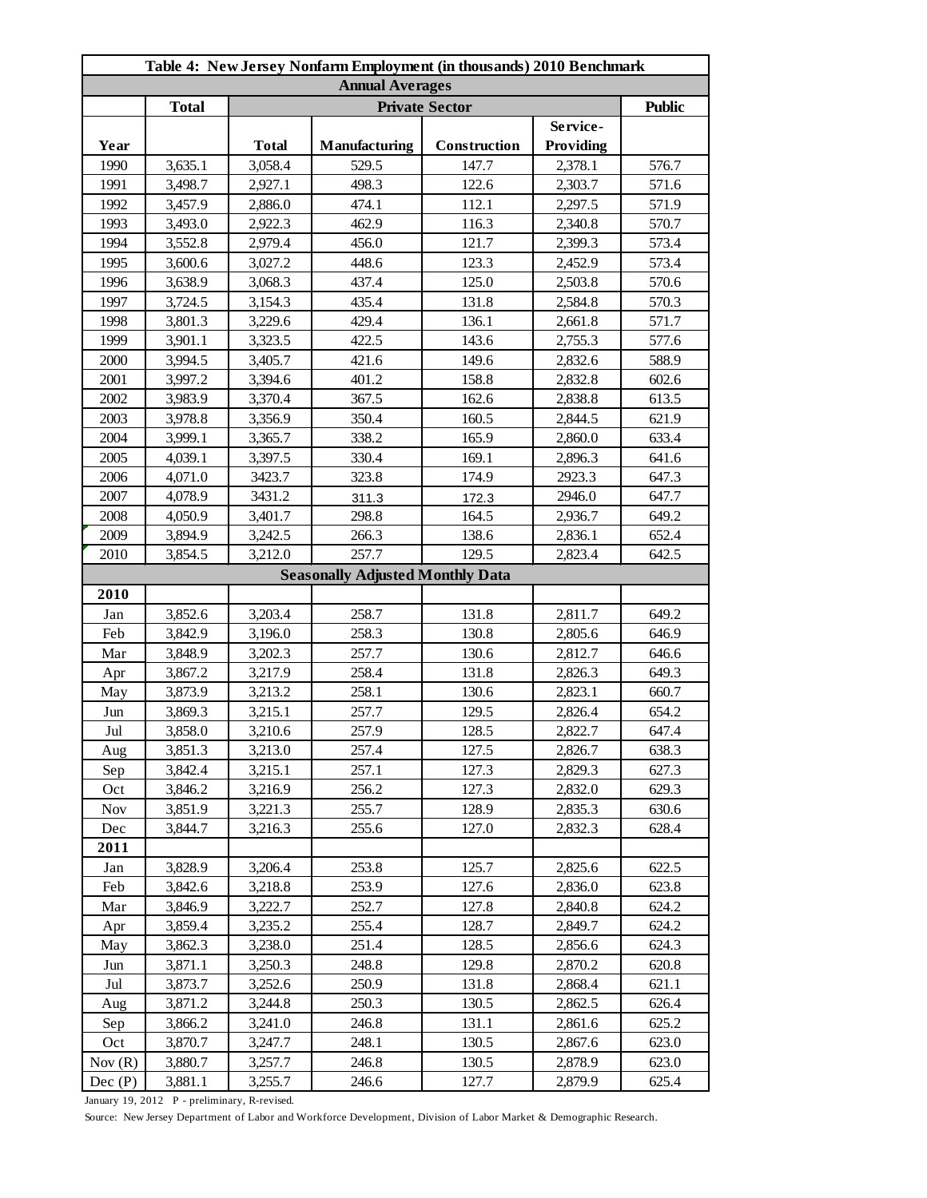| Table 4: New Jersey Nonfarm Employment (in thousands) 2010 Benchmark | | | | | | |
|---|---|---|---|---|---|---|
| **Annual Averages** | | | | | | |
| | **Total** | **Private Sector** | | | | **Public** |
| **Year** | | **Total** | **Manufacturing** | **Construction** | **Service-Providing** | |
| 1990 | 3,635.1 | 3,058.4 | 529.5 | 147.7 | 2,378.1 | 576.7 |
| 1991 | 3,498.7 | 2,927.1 | 498.3 | 122.6 | 2,303.7 | 571.6 |
| 1992 | 3,457.9 | 2,886.0 | 474.1 | 112.1 | 2,297.5 | 571.9 |
| 1993 | 3,493.0 | 2,922.3 | 462.9 | 116.3 | 2,340.8 | 570.7 |
| 1994 | 3,552.8 | 2,979.4 | 456.0 | 121.7 | 2,399.3 | 573.4 |
| 1995 | 3,600.6 | 3,027.2 | 448.6 | 123.3 | 2,452.9 | 573.4 |
| 1996 | 3,638.9 | 3,068.3 | 437.4 | 125.0 | 2,503.8 | 570.6 |
| 1997 | 3,724.5 | 3,154.3 | 435.4 | 131.8 | 2,584.8 | 570.3 |
| 1998 | 3,801.3 | 3,229.6 | 429.4 | 136.1 | 2,661.8 | 571.7 |
| 1999 | 3,901.1 | 3,323.5 | 422.5 | 143.6 | 2,755.3 | 577.6 |
| 2000 | 3,994.5 | 3,405.7 | 421.6 | 149.6 | 2,832.6 | 588.9 |
| 2001 | 3,997.2 | 3,394.6 | 401.2 | 158.8 | 2,832.8 | 602.6 |
| 2002 | 3,983.9 | 3,370.4 | 367.5 | 162.6 | 2,838.8 | 613.5 |
| 2003 | 3,978.8 | 3,356.9 | 350.4 | 160.5 | 2,844.5 | 621.9 |
| 2004 | 3,999.1 | 3,365.7 | 338.2 | 165.9 | 2,860.0 | 633.4 |
| 2005 | 4,039.1 | 3,397.5 | 330.4 | 169.1 | 2,896.3 | 641.6 |
| 2006 | 4,071.0 | 3423.7 | 323.8 | 174.9 | 2923.3 | 647.3 |
| 2007 | 4,078.9 | 3431.2 | 311.3 | 172.3 | 2946.0 | 647.7 |
| 2008 | 4,050.9 | 3,401.7 | 298.8 | 164.5 | 2,936.7 | 649.2 |
| 2009 | 3,894.9 | 3,242.5 | 266.3 | 138.6 | 2,836.1 | 652.4 |
| 2010 | 3,854.5 | 3,212.0 | 257.7 | 129.5 | 2,823.4 | 642.5 |
| **Seasonally Adjusted Monthly Data** | | | | | | |
| **2010** | | | | | | |
| Jan | 3,852.6 | 3,203.4 | 258.7 | 131.8 | 2,811.7 | 649.2 |
| Feb | 3,842.9 | 3,196.0 | 258.3 | 130.8 | 2,805.6 | 646.9 |
| Mar | 3,848.9 | 3,202.3 | 257.7 | 130.6 | 2,812.7 | 646.6 |
| Apr | 3,867.2 | 3,217.9 | 258.4 | 131.8 | 2,826.3 | 649.3 |
| May | 3,873.9 | 3,213.2 | 258.1 | 130.6 | 2,823.1 | 660.7 |
| Jun | 3,869.3 | 3,215.1 | 257.7 | 129.5 | 2,826.4 | 654.2 |
| Jul | 3,858.0 | 3,210.6 | 257.9 | 128.5 | 2,822.7 | 647.4 |
| Aug | 3,851.3 | 3,213.0 | 257.4 | 127.5 | 2,826.7 | 638.3 |
| Sep | 3,842.4 | 3,215.1 | 257.1 | 127.3 | 2,829.3 | 627.3 |
| Oct | 3,846.2 | 3,216.9 | 256.2 | 127.3 | 2,832.0 | 629.3 |
| Nov | 3,851.9 | 3,221.3 | 255.7 | 128.9 | 2,835.3 | 630.6 |
| Dec | 3,844.7 | 3,216.3 | 255.6 | 127.0 | 2,832.3 | 628.4 |
| **2011** | | | | | | |
| Jan | 3,828.9 | 3,206.4 | 253.8 | 125.7 | 2,825.6 | 622.5 |
| Feb | 3,842.6 | 3,218.8 | 253.9 | 127.6 | 2,836.0 | 623.8 |
| Mar | 3,846.9 | 3,222.7 | 252.7 | 127.8 | 2,840.8 | 624.2 |
| Apr | 3,859.4 | 3,235.2 | 255.4 | 128.7 | 2,849.7 | 624.2 |
| May | 3,862.3 | 3,238.0 | 251.4 | 128.5 | 2,856.6 | 624.3 |
| Jun | 3,871.1 | 3,250.3 | 248.8 | 129.8 | 2,870.2 | 620.8 |
| Jul | 3,873.7 | 3,252.6 | 250.9 | 131.8 | 2,868.4 | 621.1 |
| Aug | 3,871.2 | 3,244.8 | 250.3 | 130.5 | 2,862.5 | 626.4 |
| Sep | 3,866.2 | 3,241.0 | 246.8 | 131.1 | 2,861.6 | 625.2 |
| Oct | 3,870.7 | 3,247.7 | 248.1 | 130.5 | 2,867.6 | 623.0 |
| Nov (R) | 3,880.7 | 3,257.7 | 246.8 | 130.5 | 2,878.9 | 623.0 |
| Dec (P) | 3,881.1 | 3,255.7 | 246.6 | 127.7 | 2,879.9 | 625.4 |

January 19, 2012 P - preliminary, R-revised.

Source: New Jersey Department of Labor and Workforce Development, Division of Labor Market & Demographic Research.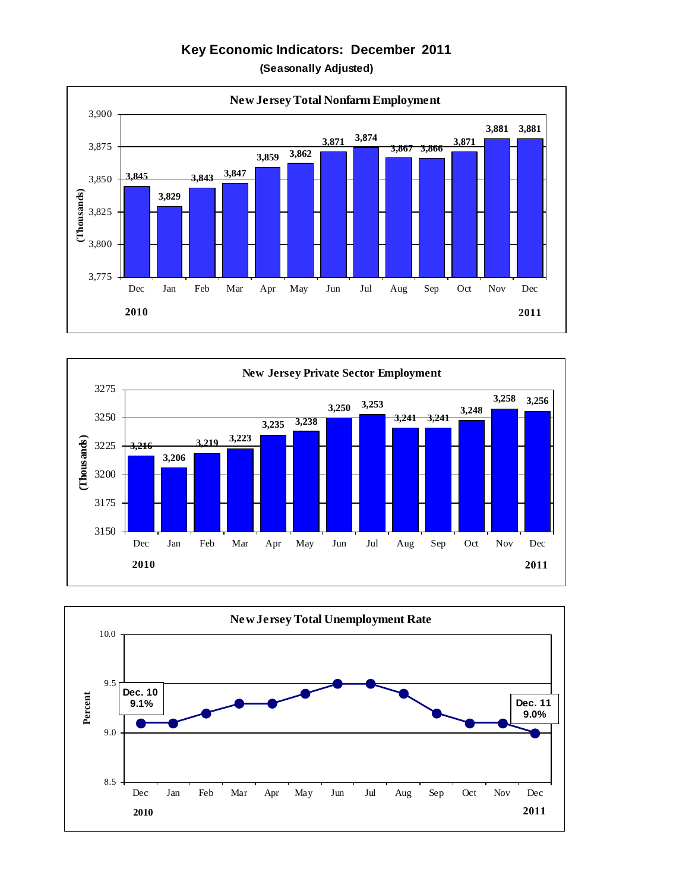# Key Economic Indicators: December 2011

**(Seasonally Adjusted)**

**New Jersey Total Nonfarm Employment**

(Thousands)

3,900
3,875
3,850
3,825
3,800
3,775

3,845 3,829 3,843 3,847 3,859 3,862 3,871 3,874 3,867 3,866 3,871 3,881 3,881

Dec Jan Feb Mar Apr May Jun Jul Aug Sep Oct Nov Dec

2010 2011

**New Jersey Private Sector Employment**

(Thousands)

3275
3250
3225
3200
3175
3150

3,216 3,206 3,219 3,223 3,235 3,238 3,250 3,253 3,241 3,241 3,248 3,258 3,256

Dec Jan Feb Mar Apr May Jun Jul Aug Sep Oct Nov Dec

2010 2011

**New Jersey Total Unemployment Rate**

Percent

10.0
9.5
9.0
8.5

Dec. 10
9.1%

Dec. 11
9.0%

Dec Jan Feb Mar Apr May Jun Jul Aug Sep Oct Nov Dec

2010 2011